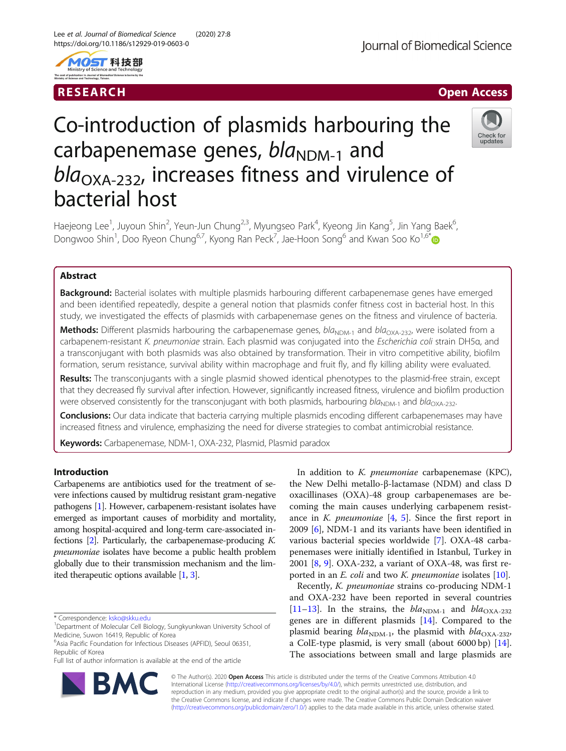RESEARCH

Open Access

# Co-introduction of plasmids harbouring the carbapenemase genes, *bla*$_{NDM-1}$ and *bla*$_{OXA-232}$, increases fitness and virulence of bacterial host

Haejeong Lee[1], Juyoun Shin[2], Yeun-Jun Chung[2,3], Myungseo Park[4], Kyeong Jin Kang[5], Jin Yang Baek[6], Dongwoo Shin[1], Doo Ryeon Chung[6,7], Kyong Ran Peck[7], Jae-Hoon Song[6] and Kwan Soo Ko[1,6*]

## Abstract

**Background:** Bacterial isolates with multiple plasmids harbouring different carbapenemase genes have emerged and been identified repeatedly, despite a general notion that plasmids confer fitness cost in bacterial host. In this study, we investigated the effects of plasmids with carbapenemase genes on the fitness and virulence of bacteria.

**Methods:** Different plasmids harbouring the carbapenemase genes, *bla*$_{NDM-1}$ and *bla*$_{OXA-232}$, were isolated from a carbapenem-resistant *K. pneumoniae* strain. Each plasmid was conjugated into the *Escherichia coli* strain DH5α, and a transconjugant with both plasmids was also obtained by transformation. Their in vitro competitive ability, biofilm formation, serum resistance, survival ability within macrophage and fruit fly, and fly killing ability were evaluated.

**Results:** The transconjugants with a single plasmid showed identical phenotypes to the plasmid-free strain, except that they decreased fly survival after infection. However, significantly increased fitness, virulence and biofilm production were observed consistently for the transconjugant with both plasmids, harbouring *bla*$_{NDM-1}$ and *bla*$_{OXA-232}$.

**Conclusions:** Our data indicate that bacteria carrying multiple plasmids encoding different carbapenemases may have increased fitness and virulence, emphasizing the need for diverse strategies to combat antimicrobial resistance.

**Keywords:** Carbapenemase, NDM-1, OXA-232, Plasmid, Plasmid paradox

## Introduction

Carbapenems are antibiotics used for the treatment of severe infections caused by multidrug resistant gram-negative pathogens [1]. However, carbapenem-resistant isolates have emerged as important causes of morbidity and mortality, among hospital-acquired and long-term care-associated infections [2]. Particularly, the carbapenemase-producing *K. pneumoniae* isolates have become a public health problem globally due to their transmission mechanism and the limited therapeutic options available [1, 3].

In addition to *K. pneumoniae* carbapenemase (KPC), the New Delhi metallo-β-lactamase (NDM) and class D oxacillinases (OXA)-48 group carbapenemases are becoming the main causes underlying carbapenem resistance in *K. pneumoniae* [4, 5]. Since the first report in 2009 [6], NDM-1 and its variants have been identified in various bacterial species worldwide [7]. OXA-48 carbapenemases were initially identified in Istanbul, Turkey in 2001 [8, 9]. OXA-232, a variant of OXA-48, was first reported in an *E. coli* and two *K. pneumoniae* isolates [10].

Recently, *K. pneumoniae* strains co-producing NDM-1 and OXA-232 have been reported in several countries [11–13]. In the strains, the *bla*$_{NDM-1}$ and *bla*$_{OXA-232}$ genes are in different plasmids [14]. Compared to the plasmid bearing *bla*$_{NDM-1}$, the plasmid with *bla*$_{OXA-232}$, a ColE-type plasmid, is very small (about 6000 bp) [14]. The associations between small and large plasmids are

* Correspondence: ksko@skku.edu
[1]Department of Molecular Cell Biology, Sungkyunkwan University School of Medicine, Suwon 16419, Republic of Korea
[6]Asia Pacific Foundation for Infectious Diseases (APFID), Seoul 06351, Republic of Korea
Full list of author information is available at the end of the article

© The Author(s). 2020 **Open Access** This article is distributed under the terms of the Creative Commons Attribution 4.0 International License (http://creativecommons.org/licenses/by/4.0/), which permits unrestricted use, distribution, and reproduction in any medium, provided you give appropriate credit to the original author(s) and the source, provide a link to the Creative Commons license, and indicate if changes were made. The Creative Commons Public Domain Dedication waiver (http://creativecommons.org/publicdomain/zero/1.0/) applies to the data made available in this article, unless otherwise stated.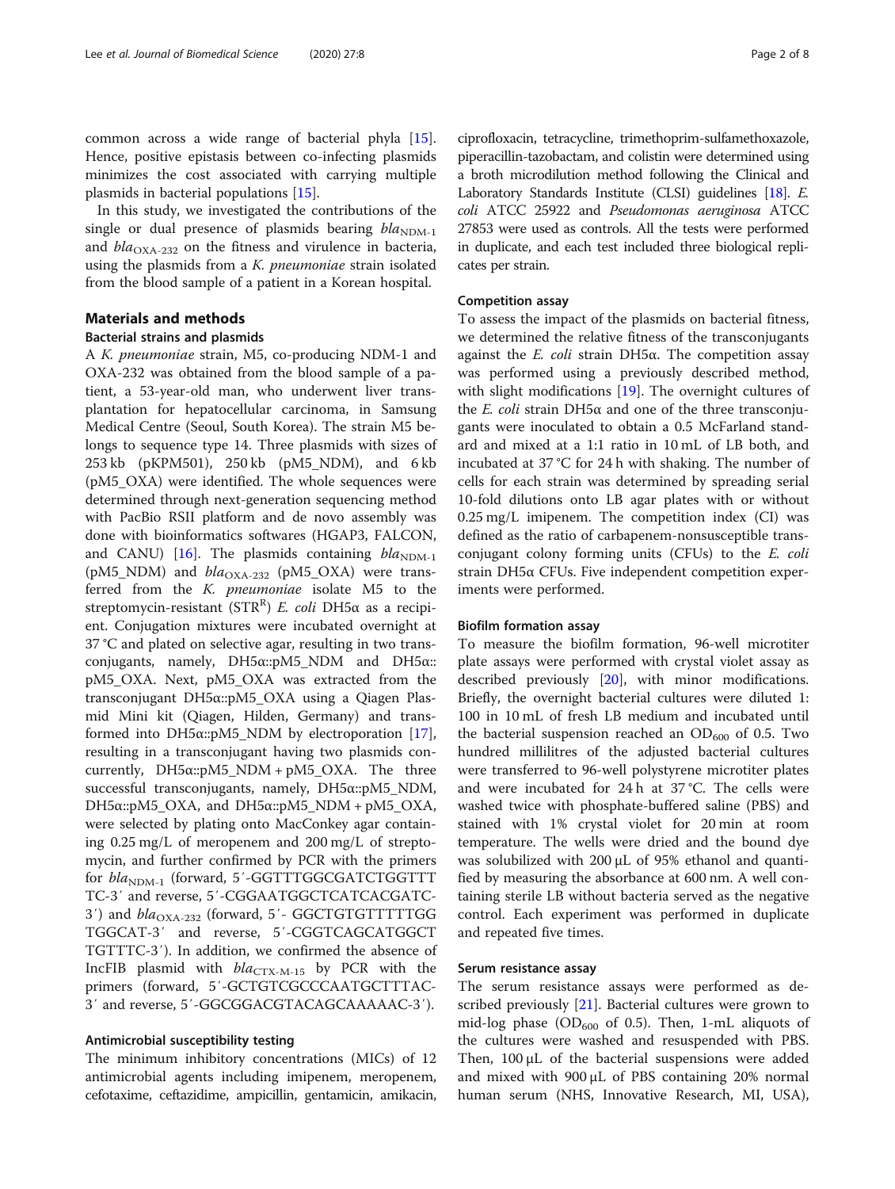common across a wide range of bacterial phyla [15]. Hence, positive epistasis between co-infecting plasmids minimizes the cost associated with carrying multiple plasmids in bacterial populations [15].

In this study, we investigated the contributions of the single or dual presence of plasmids bearing $bla_{NDM-1}$ and $bla_{OXA-232}$ on the fitness and virulence in bacteria, using the plasmids from a *K. pneumoniae* strain isolated from the blood sample of a patient in a Korean hospital.

## Materials and methods

### Bacterial strains and plasmids

A *K. pneumoniae* strain, M5, co-producing NDM-1 and OXA-232 was obtained from the blood sample of a patient, a 53-year-old man, who underwent liver transplantation for hepatocellular carcinoma, in Samsung Medical Centre (Seoul, South Korea). The strain M5 belongs to sequence type 14. Three plasmids with sizes of 253 kb (pKPM501), 250 kb (pM5_NDM), and 6 kb (pM5_OXA) were identified. The whole sequences were determined through next-generation sequencing method with PacBio RSII platform and de novo assembly was done with bioinformatics softwares (HGAP3, FALCON, and CANU) [16]. The plasmids containing $bla_{NDM-1}$ (pM5_NDM) and $bla_{OXA-232}$ (pM5_OXA) were transferred from the *K. pneumoniae* isolate M5 to the streptomycin-resistant (STR[R]) *E. coli* DH5α as a recipient. Conjugation mixtures were incubated overnight at 37 °C and plated on selective agar, resulting in two transconjugants, namely, DH5α::pM5_NDM and DH5α::pM5_OXA. Next, pM5_OXA was extracted from the transconjugant DH5α::pM5_OXA using a Qiagen Plasmid Mini kit (Qiagen, Hilden, Germany) and transformed into DH5α::pM5_NDM by electroporation [17], resulting in a transconjugant having two plasmids concurrently, DH5α::pM5_NDM + pM5_OXA. The three successful transconjugants, namely, DH5α::pM5_NDM, DH5α::pM5_OXA, and DH5α::pM5_NDM + pM5_OXA, were selected by plating onto MacConkey agar containing 0.25 mg/L of meropenem and 200 mg/L of streptomycin, and further confirmed by PCR with the primers for $bla_{NDM-1}$ (forward, 5′-GGTTTGGCGATCTGGTTTTC-3′ and reverse, 5′-CGGAATGGCTCATCACGATC-3′) and $bla_{OXA-232}$ (forward, 5′- GGCTGTGTTTTTGGTGGCAT-3′ and reverse, 5′-CGGTCAGCATGGCTTGTTTC-3′). In addition, we confirmed the absence of IncFIB plasmid with $bla_{CTX-M-15}$ by PCR with the primers (forward, 5′-GCTGTCGCCCAATGCTTTAC-3′ and reverse, 5′-GGCGGACGTACAGCAAAAC-3′).

### Antimicrobial susceptibility testing

The minimum inhibitory concentrations (MICs) of 12 antimicrobial agents including imipenem, meropenem, cefotaxime, ceftazidime, ampicillin, gentamicin, amikacin, ciprofloxacin, tetracycline, trimethoprim-sulfamethoxazole, piperacillin-tazobactam, and colistin were determined using a broth microdilution method following the Clinical and Laboratory Standards Institute (CLSI) guidelines [18]. *E. coli* ATCC 25922 and *Pseudomonas aeruginosa* ATCC 27853 were used as controls. All the tests were performed in duplicate, and each test included three biological replicates per strain.

### Competition assay

To assess the impact of the plasmids on bacterial fitness, we determined the relative fitness of the transconjugants against the *E. coli* strain DH5α. The competition assay was performed using a previously described method, with slight modifications [19]. The overnight cultures of the *E. coli* strain DH5α and one of the three transconjugants were inoculated to obtain a 0.5 McFarland standard and mixed at a 1:1 ratio in 10 mL of LB both, and incubated at 37 °C for 24 h with shaking. The number of cells for each strain was determined by spreading serial 10-fold dilutions onto LB agar plates with or without 0.25 mg/L imipenem. The competition index (CI) was defined as the ratio of carbapenem-nonsusceptible transconjugant colony forming units (CFUs) to the *E. coli* strain DH5α CFUs. Five independent competition experiments were performed.

### Biofilm formation assay

To measure the biofilm formation, 96-well microtiter plate assays were performed with crystal violet assay as described previously [20], with minor modifications. Briefly, the overnight bacterial cultures were diluted 1:100 in 10 mL of fresh LB medium and incubated until the bacterial suspension reached an $OD_{600}$ of 0.5. Two hundred millilitres of the adjusted bacterial cultures were transferred to 96-well polystyrene microtiter plates and were incubated for 24 h at 37 °C. The cells were washed twice with phosphate-buffered saline (PBS) and stained with 1% crystal violet for 20 min at room temperature. The wells were dried and the bound dye was solubilized with 200 μL of 95% ethanol and quantified by measuring the absorbance at 600 nm. A well containing sterile LB without bacteria served as the negative control. Each experiment was performed in duplicate and repeated five times.

### Serum resistance assay

The serum resistance assays were performed as described previously [21]. Bacterial cultures were grown to mid-log phase ($OD_{600}$ of 0.5). Then, 1-mL aliquots of the cultures were washed and resuspended with PBS. Then, 100 μL of the bacterial suspensions were added and mixed with 900 μL of PBS containing 20% normal human serum (NHS, Innovative Research, MI, USA),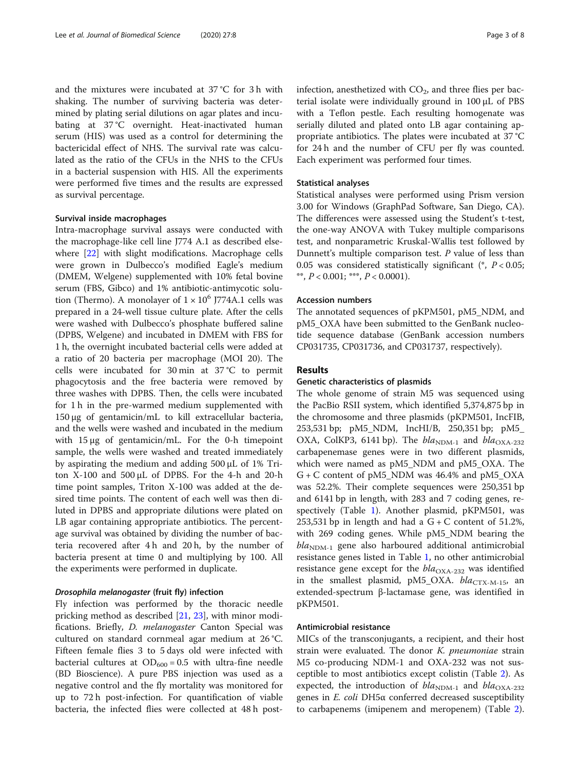and the mixtures were incubated at 37 °C for 3 h with shaking. The number of surviving bacteria was determined by plating serial dilutions on agar plates and incubating at 37 °C overnight. Heat-inactivated human serum (HIS) was used as a control for determining the bactericidal effect of NHS. The survival rate was calculated as the ratio of the CFUs in the NHS to the CFUs in a bacterial suspension with HIS. All the experiments were performed five times and the results are expressed as survival percentage.

### Survival inside macrophages

Intra-macrophage survival assays were conducted with the macrophage-like cell line J774 A.1 as described elsewhere [22] with slight modifications. Macrophage cells were grown in Dulbecco's modified Eagle's medium (DMEM, Welgene) supplemented with 10% fetal bovine serum (FBS, Gibco) and 1% antibiotic-antimycotic solution (Thermo). A monolayer of $1 \times 10^6$ J774A.1 cells was prepared in a 24-well tissue culture plate. After the cells were washed with Dulbecco's phosphate buffered saline (DPBS, Welgene) and incubated in DMEM with FBS for 1 h, the overnight incubated bacterial cells were added at a ratio of 20 bacteria per macrophage (MOI 20). The cells were incubated for 30 min at 37 °C to permit phagocytosis and the free bacteria were removed by three washes with DPBS. Then, the cells were incubated for 1 h in the pre-warmed medium supplemented with 150 μg of gentamicin/mL to kill extracellular bacteria, and the wells were washed and incubated in the medium with 15 μg of gentamicin/mL. For the 0-h timepoint sample, the wells were washed and treated immediately by aspirating the medium and adding 500 μL of 1% Triton X-100 and 500 μL of DPBS. For the 4-h and 20-h time point samples, Triton X-100 was added at the desired time points. The content of each well was then diluted in DPBS and appropriate dilutions were plated on LB agar containing appropriate antibiotics. The percentage survival was obtained by dividing the number of bacteria recovered after 4 h and 20 h, by the number of bacteria present at time 0 and multiplying by 100. All the experiments were performed in duplicate.

### *Drosophila melanogaster* (fruit fly) infection

Fly infection was performed by the thoracic needle pricking method as described [21, 23], with minor modifications. Briefly, *D. melanogaster* Canton Special was cultured on standard cornmeal agar medium at 26 °C. Fifteen female flies 3 to 5 days old were infected with bacterial cultures at $OD_{600} = 0.5$ with ultra-fine needle (BD Bioscience). A pure PBS injection was used as a negative control and the fly mortality was monitored for up to 72 h post-infection. For quantification of viable bacteria, the infected flies were collected at 48 h post-infection, anesthetized with $CO_2$, and three flies per bacterial isolate were individually ground in 100 μL of PBS with a Teflon pestle. Each resulting homogenate was serially diluted and plated onto LB agar containing appropriate antibiotics. The plates were incubated at 37 °C for 24 h and the number of CFU per fly was counted. Each experiment was performed four times.

### Statistical analyses

Statistical analyses were performed using Prism version 3.00 for Windows (GraphPad Software, San Diego, CA). The differences were assessed using the Student's t-test, the one-way ANOVA with Tukey multiple comparisons test, and nonparametric Kruskal-Wallis test followed by Dunnett's multiple comparison test. P value of less than 0.05 was considered statistically significant (*, $P < 0.05$; **, $P < 0.001$; ***, $P < 0.0001$).

### Accession numbers

The annotated sequences of pKPM501, pM5_NDM, and pM5_OXA have been submitted to the GenBank nucleotide sequence database (GenBank accession numbers CP031735, CP031736, and CP031737, respectively).

## Results

### Genetic characteristics of plasmids

The whole genome of strain M5 was sequenced using the PacBio RSII system, which identified 5,374,875 bp in the chromosome and three plasmids (pKPM501, IncFIB, 253,531 bp; pM5_NDM, IncHI/B, 250,351 bp; pM5_OXA, ColKP3, 6141 bp). The $bla_{\text{NDM-1}}$ and $bla_{\text{OXA-232}}$ carbapenemase genes were in two different plasmids, which were named as pM5_NDM and pM5_OXA. The G + C content of pM5_NDM was 46.4% and pM5_OXA was 52.2%. Their complete sequences were 250,351 bp and 6141 bp in length, with 283 and 7 coding genes, respectively (Table 1). Another plasmid, pKPM501, was 253,531 bp in length and had a G + C content of 51.2%, with 269 coding genes. While pM5_NDM bearing the $bla_{\text{NDM-1}}$ gene also harboured additional antimicrobial resistance genes listed in Table 1, no other antimicrobial resistance gene except for the $bla_{\text{OXA-232}}$ was identified in the smallest plasmid, pM5_OXA. $bla_{\text{CTX-M-15}}$, an extended-spectrum β-lactamase gene, was identified in pKPM501.

### Antimicrobial resistance

MICs of the transconjugants, a recipient, and their host strain were evaluated. The donor *K. pneumoniae* strain M5 co-producing NDM-1 and OXA-232 was not susceptible to most antibiotics except colistin (Table 2). As expected, the introduction of $bla_{\text{NDM-1}}$ and $bla_{\text{OXA-232}}$ genes in *E. coli* DH5α conferred decreased susceptibility to carbapenems (imipenem and meropenem) (Table 2).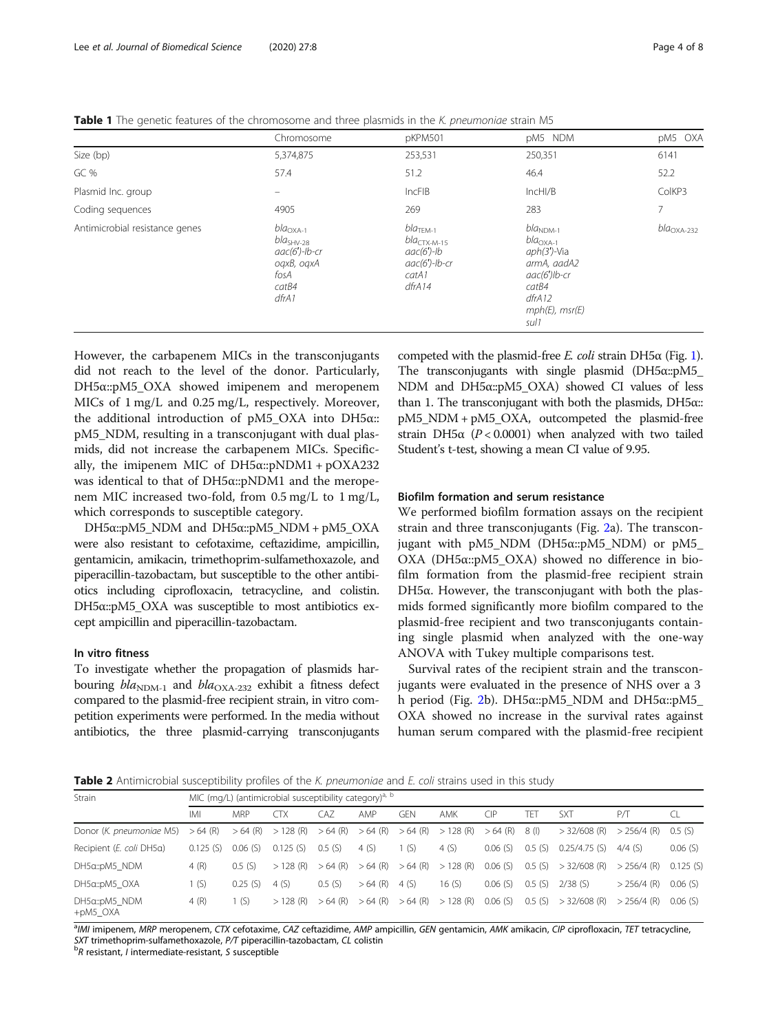**Table 1** The genetic features of the chromosome and three plasmids in the *K. pneumoniae* strain M5

| | Chromosome | pKPM501 | pM5_NDM | pM5_OXA |
|---|---|---|---|---|
| Size (bp) | 5,374,875 | 253,531 | 250,351 | 6141 |
| GC % | 57.4 | 51.2 | 46.4 | 52.2 |
| Plasmid Inc. group | – | IncFIB | IncHI/B | ColKP3 |
| Coding sequences | 4905 | 269 | 283 | 7 |
| Antimicrobial resistance genes | *bla*$_{OXA-1}$ *bla*$_{SHV-28}$ *aac(6')-Ib-cr* *oqxB, oqxA* *fosA* *catB4* *dfrA1* | *bla*$_{TEM-1}$ *bla*$_{CTX-M-15}$ *aac(6')-Ib* *aac(6')-Ib-cr* *catA1* *dfrA14* | *bla*$_{NDM-1}$ *bla*$_{OXA-1}$ *aph(3')-Via* *armA, aadA2* *aac(6')Ib-cr* *catB4* *dfrA12* *mph(E), msr(E)* *sul1* | *bla*$_{OXA-232}$ |

However, the carbapenem MICs in the transconjugants did not reach to the level of the donor. Particularly, DH5α::pM5_OXA showed imipenem and meropenem MICs of 1 mg/L and 0.25 mg/L, respectively. Moreover, the additional introduction of pM5_OXA into DH5α::pM5_NDM, resulting in a transconjugant with dual plasmids, did not increase the carbapenem MICs. Specifically, the imipenem MIC of DH5α::pNDM1 + pOXA232 was identical to that of DH5α::pNDM1 and the meropenem MIC increased two-fold, from 0.5 mg/L to 1 mg/L, which corresponds to susceptible category.

DH5α::pM5_NDM and DH5α::pM5_NDM + pM5_OXA were also resistant to cefotaxime, ceftazidime, ampicillin, gentamicin, amikacin, trimethoprim-sulfamethoxazole, and piperacillin-tazobactam, but susceptible to the other antibiotics including ciprofloxacin, tetracycline, and colistin. DH5α::pM5_OXA was susceptible to most antibiotics except ampicillin and piperacillin-tazobactam.

### In vitro fitness

To investigate whether the propagation of plasmids harbouring *bla*$_{NDM-1}$ and *bla*$_{OXA-232}$ exhibit a fitness defect compared to the plasmid-free recipient strain, in vitro competition experiments were performed. In the media without antibiotics, the three plasmid-carrying transconjugants competed with the plasmid-free *E. coli* strain DH5α (Fig. 1). The transconjugants with single plasmid (DH5α::pM5_NDM and DH5α::pM5_OXA) showed CI values of less than 1. The transconjugant with both the plasmids, DH5α::pM5_NDM + pM5_OXA, outcompeted the plasmid-free strain DH5α ($P < 0.0001$) when analyzed with two tailed Student's t-test, showing a mean CI value of 9.95.

### Biofilm formation and serum resistance

We performed biofilm formation assays on the recipient strain and three transconjugants (Fig. 2a). The transconjugant with pM5_NDM (DH5α::pM5_NDM) or pM5_OXA (DH5α::pM5_OXA) showed no difference in biofilm formation from the plasmid-free recipient strain DH5α. However, the transconjugant with both the plasmids formed significantly more biofilm compared to the plasmid-free recipient and two transconjugants containing single plasmid when analyzed with the one-way ANOVA with Tukey multiple comparisons test.

Survival rates of the recipient strain and the transconjugants were evaluated in the presence of NHS over a 3 h period (Fig. 2b). DH5α::pM5_NDM and DH5α::pM5_OXA showed no increase in the survival rates against human serum compared with the plasmid-free recipient

**Table 2** Antimicrobial susceptibility profiles of the *K. pneumoniae* and *E. coli* strains used in this study

| Strain | MIC (mg/L) (antimicrobial susceptibility category)[a, b] | | | | | | | | | | | |
|---|---|---|---|---|---|---|---|---|---|---|---|---|
| | IMI | MRP | CTX | CAZ | AMP | GEN | AMK | CIP | TET | SXT | P/T | CL |
| Donor (*K. pneumoniae* M5) | > 64 (R) | > 64 (R) | > 128 (R) | > 64 (R) | > 64 (R) | > 64 (R) | > 128 (R) | > 64 (R) | 8 (I) | > 32/608 (R) | > 256/4 (R) | 0.5 (S) |
| Recipient (*E. coli* DH5α) | 0.125 (S) | 0.06 (S) | 0.125 (S) | 0.5 (S) | 4 (S) | 1 (S) | 4 (S) | 0.06 (S) | 0.5 (S) | 0.25/4.75 (S) | 4/4 (S) | 0.06 (S) |
| DH5α::pM5_NDM | 4 (R) | 0.5 (S) | > 128 (R) | > 64 (R) | > 64 (R) | > 64 (R) | > 128 (R) | 0.06 (S) | 0.5 (S) | > 32/608 (R) | > 256/4 (R) | 0.125 (S) |
| DH5α::pM5_OXA | 1 (S) | 0.25 (S) | 4 (S) | 0.5 (S) | > 64 (R) | 4 (S) | 16 (S) | 0.06 (S) | 0.5 (S) | 2/38 (S) | > 256/4 (R) | 0.06 (S) |
| DH5α::pM5_NDM +pM5_OXA | 4 (R) | 1 (S) | > 128 (R) | > 64 (R) | > 64 (R) | > 64 (R) | > 128 (R) | 0.06 (S) | 0.5 (S) | > 32/608 (R) | > 256/4 (R) | 0.06 (S) |

[a] *IMI* imipenem, *MRP* meropenem, *CTX* cefotaxime, *CAZ* ceftazidime, *AMP* ampicillin, *GEN* gentamicin, *AMK* amikacin, *CIP* ciprofloxacin, *TET* tetracycline, *SXT* trimethoprim-sulfamethoxazole, *P/T* piperacillin-tazobactam, *CL* colistin
[b] *R* resistant, *I* intermediate-resistant, *S* susceptible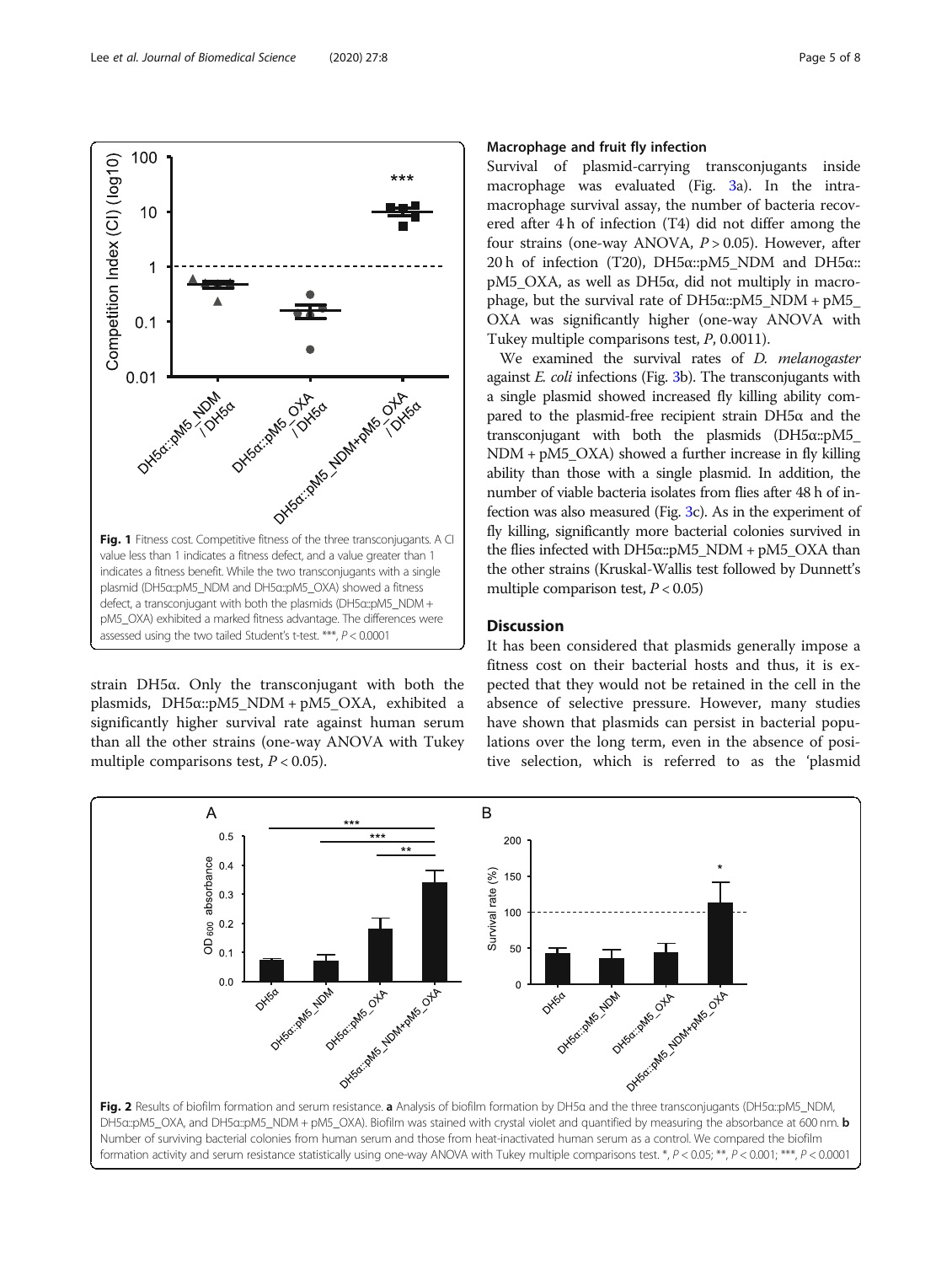Fig. 1 Fitness cost. Competitive fitness of the three transconjugants. A CI value less than 1 indicates a fitness defect, and a value greater than 1 indicates a fitness benefit. While the two transconjugants with a single plasmid (DH5α::pM5_NDM and DH5α::pM5_OXA) showed a fitness defect, a transconjugant with both the plasmids (DH5α::pM5_NDM + pM5_OXA) exhibited a marked fitness advantage. The differences were assessed using the two tailed Student's t-test. ***, $P < 0.0001$

strain DH5α. Only the transconjugant with both the plasmids, DH5α::pM5_NDM + pM5_OXA, exhibited a significantly higher survival rate against human serum than all the other strains (one-way ANOVA with Tukey multiple comparisons test, $P < 0.05$).

### Macrophage and fruit fly infection

Survival of plasmid-carrying transconjugants inside macrophage was evaluated (Fig. 3a). In the intramacrophage survival assay, the number of bacteria recovered after 4 h of infection (T4) did not differ among the four strains (one-way ANOVA, $P > 0.05$). However, after 20 h of infection (T20), DH5α::pM5_NDM and DH5α::pM5_OXA, as well as DH5α, did not multiply in macrophage, but the survival rate of DH5α::pM5_NDM + pM5_OXA was significantly higher (one-way ANOVA with Tukey multiple comparisons test, $P$, 0.0011).

We examined the survival rates of *D. melanogaster* against *E. coli* infections (Fig. 3b). The transconjugants with a single plasmid showed increased fly killing ability compared to the plasmid-free recipient strain DH5α and the transconjugant with both the plasmids (DH5α::pM5_NDM + pM5_OXA) showed a further increase in fly killing ability than those with a single plasmid. In addition, the number of viable bacteria isolates from flies after 48 h of infection was also measured (Fig. 3c). As in the experiment of fly killing, significantly more bacterial colonies survived in the flies infected with DH5α::pM5_NDM + pM5_OXA than the other strains (Kruskal-Wallis test followed by Dunnett's multiple comparison test, $P < 0.05$)

## Discussion

It has been considered that plasmids generally impose a fitness cost on their bacterial hosts and thus, it is expected that they would not be retained in the cell in the absence of selective pressure. However, many studies have shown that plasmids can persist in bacterial populations over the long term, even in the absence of positive selection, which is referred to as the 'plasmid

Fig. 2 Results of biofilm formation and serum resistance. **a** Analysis of biofilm formation by DH5α and the three transconjugants (DH5α::pM5_NDM, DH5α::pM5_OXA, and DH5α::pM5_NDM + pM5_OXA). Biofilm was stained with crystal violet and quantified by measuring the absorbance at 600 nm. **b** Number of surviving bacterial colonies from human serum and those from heat-inactivated human serum as a control. We compared the biofilm formation activity and serum resistance statistically using one-way ANOVA with Tukey multiple comparisons test. *, $P < 0.05$; **, $P < 0.001$; ***, $P < 0.0001$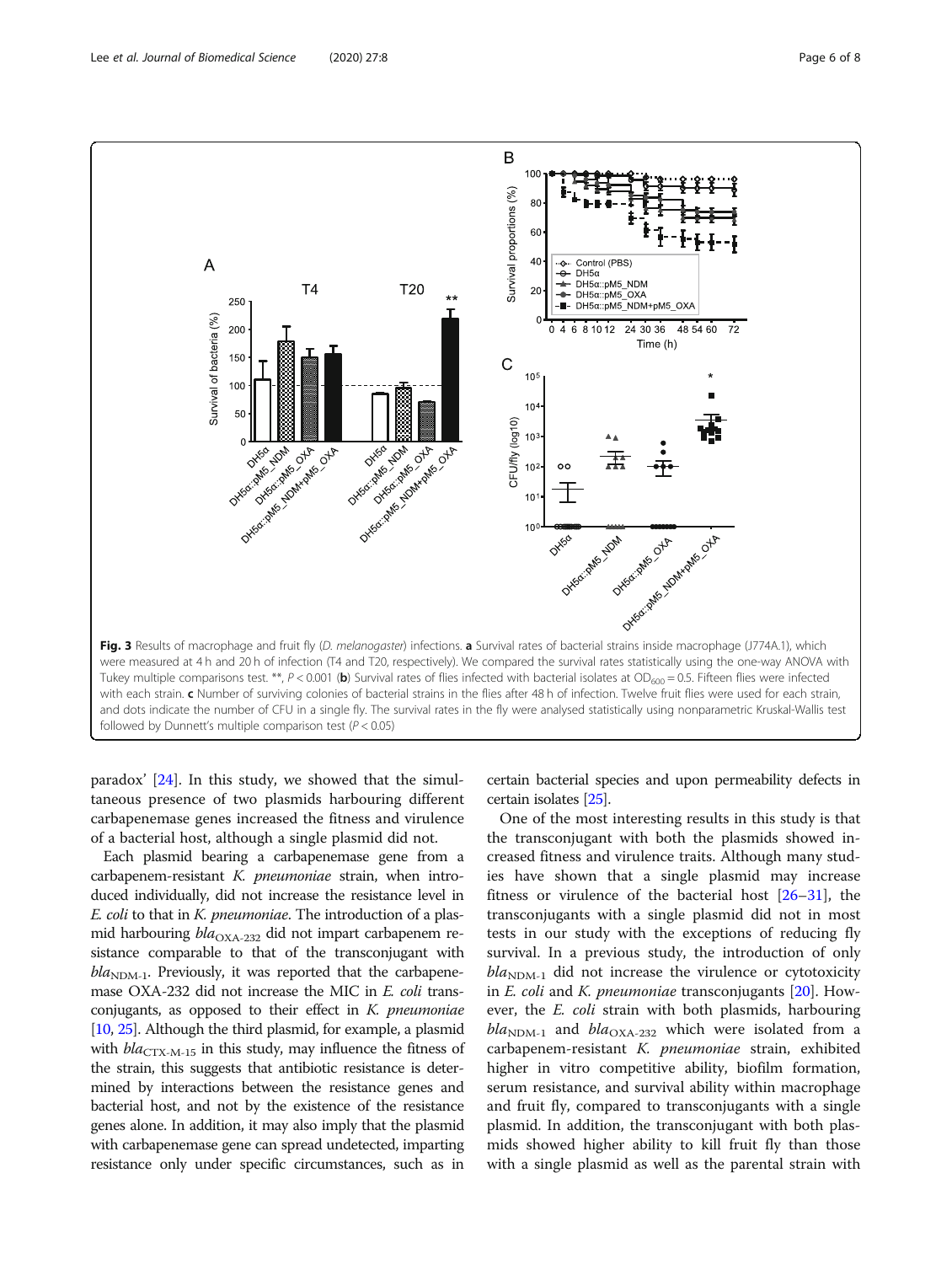**Fig. 3** Results of macrophage and fruit fly (*D. melanogaster*) infections. **a** Survival rates of bacterial strains inside macrophage (J774A.1), which were measured at 4 h and 20 h of infection (T4 and T20, respectively). We compared the survival rates statistically using the one-way ANOVA with Tukey multiple comparisons test. **, $P < 0.001$ (**b**) Survival rates of flies infected with bacterial isolates at $OD_{600} = 0.5$. Fifteen flies were infected with each strain. **c** Number of surviving colonies of bacterial strains in the flies after 48 h of infection. Twelve fruit flies were used for each strain, and dots indicate the number of CFU in a single fly. The survival rates in the fly were analysed statistically using nonparametric Kruskal-Wallis test followed by Dunnett's multiple comparison test ($P < 0.05$)

paradox' [24]. In this study, we showed that the simultaneous presence of two plasmids harbouring different carbapenemase genes increased the fitness and virulence of a bacterial host, although a single plasmid did not.

Each plasmid bearing a carbapenemase gene from a carbapenem-resistant *K. pneumoniae* strain, when introduced individually, did not increase the resistance level in *E. coli* to that in *K. pneumoniae*. The introduction of a plasmid harbouring $bla_{\text{OXA-232}}$ did not impart carbapenem resistance comparable to that of the transconjugant with $bla_{\text{NDM-1}}$. Previously, it was reported that the carbapenemase OXA-232 did not increase the MIC in *E. coli* transconjugants, as opposed to their effect in *K. pneumoniae* [10, 25]. Although the third plasmid, for example, a plasmid with $bla_{\text{CTX-M-15}}$ in this study, may influence the fitness of the strain, this suggests that antibiotic resistance is determined by interactions between the resistance genes and bacterial host, and not by the existence of the resistance genes alone. In addition, it may also imply that the plasmid with carbapenemase gene can spread undetected, imparting resistance only under specific circumstances, such as in certain bacterial species and upon permeability defects in certain isolates [25].

One of the most interesting results in this study is that the transconjugant with both the plasmids showed increased fitness and virulence traits. Although many studies have shown that a single plasmid may increase fitness or virulence of the bacterial host [26–31], the transconjugants with a single plasmid did not in most tests in our study with the exceptions of reducing fly survival. In a previous study, the introduction of only $bla_{\text{NDM-1}}$ did not increase the virulence or cytotoxicity in *E. coli* and *K. pneumoniae* transconjugants [20]. However, the *E. coli* strain with both plasmids, harbouring $bla_{\text{NDM-1}}$ and $bla_{\text{OXA-232}}$ which were isolated from a carbapenem-resistant *K. pneumoniae* strain, exhibited higher in vitro competitive ability, biofilm formation, serum resistance, and survival ability within macrophage and fruit fly, compared to transconjugants with a single plasmid. In addition, the transconjugant with both plasmids showed higher ability to kill fruit fly than those with a single plasmid as well as the parental strain with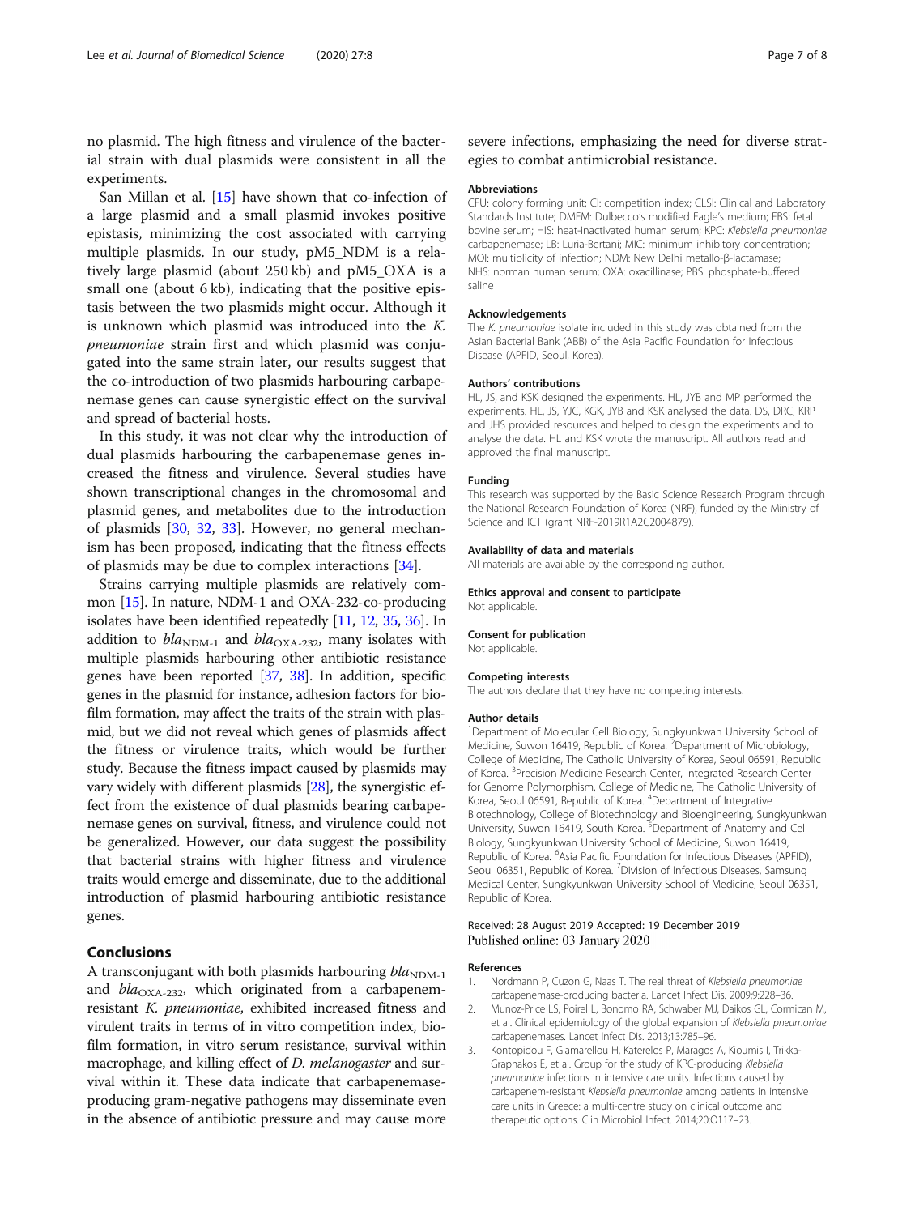no plasmid. The high fitness and virulence of the bacterial strain with dual plasmids were consistent in all the experiments.

San Millan et al. [15] have shown that co-infection of a large plasmid and a small plasmid invokes positive epistasis, minimizing the cost associated with carrying multiple plasmids. In our study, pM5_NDM is a relatively large plasmid (about 250 kb) and pM5_OXA is a small one (about 6 kb), indicating that the positive epistasis between the two plasmids might occur. Although it is unknown which plasmid was introduced into the *K. pneumoniae* strain first and which plasmid was conjugated into the same strain later, our results suggest that the co-introduction of two plasmids harbouring carbapenemase genes can cause synergistic effect on the survival and spread of bacterial hosts.

In this study, it was not clear why the introduction of dual plasmids harbouring the carbapenemase genes increased the fitness and virulence. Several studies have shown transcriptional changes in the chromosomal and plasmid genes, and metabolites due to the introduction of plasmids [30, 32, 33]. However, no general mechanism has been proposed, indicating that the fitness effects of plasmids may be due to complex interactions [34].

Strains carrying multiple plasmids are relatively common [15]. In nature, NDM-1 and OXA-232-co-producing isolates have been identified repeatedly [11, 12, 35, 36]. In addition to $bla_{\text{NDM-1}}$ and $bla_{\text{OXA-232}}$, many isolates with multiple plasmids harbouring other antibiotic resistance genes have been reported [37, 38]. In addition, specific genes in the plasmid for instance, adhesion factors for biofilm formation, may affect the traits of the strain with plasmid, but we did not reveal which genes of plasmids affect the fitness or virulence traits, which would be further study. Because the fitness impact caused by plasmids may vary widely with different plasmids [28], the synergistic effect from the existence of dual plasmids bearing carbapenemase genes on survival, fitness, and virulence could not be generalized. However, our data suggest the possibility that bacterial strains with higher fitness and virulence traits would emerge and disseminate, due to the additional introduction of plasmid harbouring antibiotic resistance genes.

## Conclusions

A transconjugant with both plasmids harbouring $bla_{\text{NDM-1}}$ and $bla_{\text{OXA-232}}$, which originated from a carbapenem-resistant *K. pneumoniae*, exhibited increased fitness and virulent traits in terms of in vitro competition index, biofilm formation, in vitro serum resistance, survival within macrophage, and killing effect of *D. melanogaster* and survival within it. These data indicate that carbapenemase-producing gram-negative pathogens may disseminate even in the absence of antibiotic pressure and may cause more severe infections, emphasizing the need for diverse strategies to combat antimicrobial resistance.

### Abbreviations

CFU: colony forming unit; CI: competition index; CLSI: Clinical and Laboratory Standards Institute; DMEM: Dulbecco's modified Eagle's medium; FBS: fetal bovine serum; HIS: heat-inactivated human serum; KPC: *Klebsiella pneumoniae* carbapenemase; LB: Luria-Bertani; MIC: minimum inhibitory concentration; MOI: multiplicity of infection; NDM: New Delhi metallo-β-lactamase; NHS: norman human serum; OXA: oxacillinase; PBS: phosphate-buffered saline

### Acknowledgements

The *K. pneumoniae* isolate included in this study was obtained from the Asian Bacterial Bank (ABB) of the Asia Pacific Foundation for Infectious Disease (APFID, Seoul, Korea).

### Authors' contributions

HL, JS, and KSK designed the experiments. HL, JYB and MP performed the experiments. HL, JS, YJC, KGK, JYB and KSK analysed the data. DS, DRC, KRP and JHS provided resources and helped to design the experiments and to analyse the data. HL and KSK wrote the manuscript. All authors read and approved the final manuscript.

### Funding

This research was supported by the Basic Science Research Program through the National Research Foundation of Korea (NRF), funded by the Ministry of Science and ICT (grant NRF-2019R1A2C2004879).

### Availability of data and materials

All materials are available by the corresponding author.

### Ethics approval and consent to participate

Not applicable.

### Consent for publication

Not applicable.

### Competing interests

The authors declare that they have no competing interests.

### Author details

[1]Department of Molecular Cell Biology, Sungkyunkwan University School of Medicine, Suwon 16419, Republic of Korea. [2]Department of Microbiology, College of Medicine, The Catholic University of Korea, Seoul 06591, Republic of Korea. [3]Precision Medicine Research Center, Integrated Research Center for Genome Polymorphism, College of Medicine, The Catholic University of Korea, Seoul 06591, Republic of Korea. [4]Department of Integrative Biotechnology, College of Biotechnology and Bioengineering, Sungkyunkwan University, Suwon 16419, South Korea. [5]Department of Anatomy and Cell Biology, Sungkyunkwan University School of Medicine, Suwon 16419, Republic of Korea. [6]Asia Pacific Foundation for Infectious Diseases (APFID), Seoul 06351, Republic of Korea. [7]Division of Infectious Diseases, Samsung Medical Center, Sungkyunkwan University School of Medicine, Seoul 06351, Republic of Korea.

Received: 28 August 2019 Accepted: 19 December 2019
Published online: 03 January 2020

### References

1. Nordmann P, Cuzon G, Naas T. The real threat of *Klebsiella pneumoniae* carbapenemase-producing bacteria. Lancet Infect Dis. 2009;9:228–36.
2. Munoz-Price LS, Poirel L, Bonomo RA, Schwaber MJ, Daikos GL, Cormican M, et al. Clinical epidemiology of the global expansion of *Klebsiella pneumoniae* carbapenemases. Lancet Infect Dis. 2013;13:785–96.
3. Kontopidou F, Giamarellou H, Katerelos P, Maragos A, Kioumis I, Trikka-Graphakos E, et al. Group for the study of KPC-producing *Klebsiella pneumoniae* infections in intensive care units. Infections caused by carbapenem-resistant *Klebsiella pneumoniae* among patients in intensive care units in Greece: a multi-centre study on clinical outcome and therapeutic options. Clin Microbiol Infect. 2014;20:O117–23.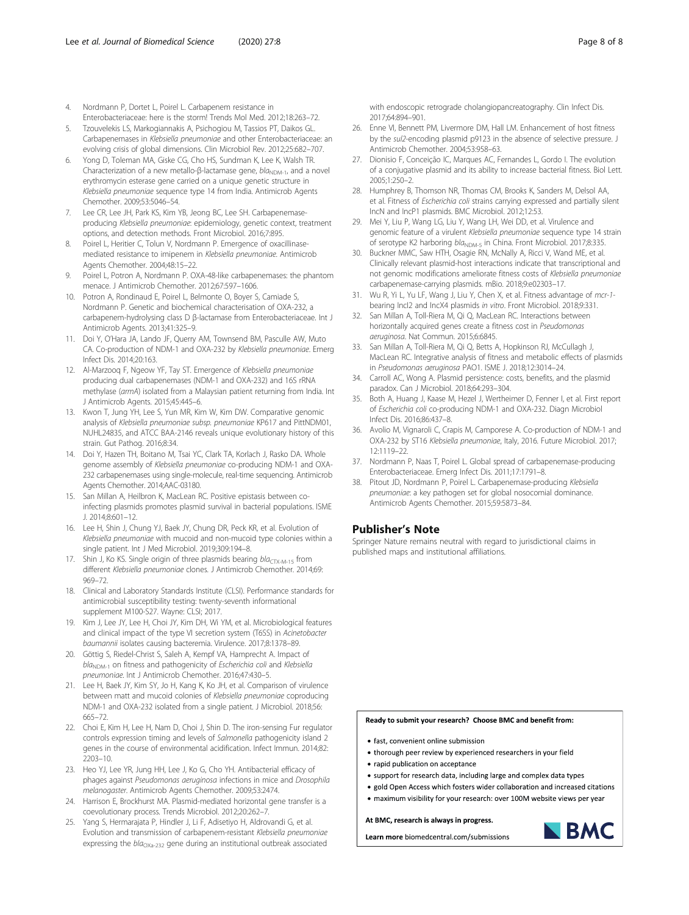4. Nordmann P, Dortet L, Poirel L. Carbapenem resistance in Enterobacteriaceae: here is the storm! Trends Mol Med. 2012;18:263–72.
5. Tzouvelekis LS, Markogiannakis A, Psichogiou M, Tassios PT, Daikos GL. Carbapenemases in *Klebsiella pneumoniae* and other Enterobacteriaceae: an evolving crisis of global dimensions. Clin Microbiol Rev. 2012;25:682–707.
6. Yong D, Toleman MA, Giske CG, Cho HS, Sundman K, Lee K, Walsh TR. Characterization of a new metallo-β-lactamase gene, $bla_{NDM-1}$, and a novel erythromycin esterase gene carried on a unique genetic structure in *Klebsiella pneumoniae* sequence type 14 from India. Antimicrob Agents Chemother. 2009;53:5046–54.
7. Lee CR, Lee JH, Park KS, Kim YB, Jeong BC, Lee SH. Carbapenemase-producing *Klebsiella pneumoniae*: epidemiology, genetic context, treatment options, and detection methods. Front Microbiol. 2016;7:895.
8. Poirel L, Heritier C, Tolun V, Nordmann P. Emergence of oxacillinase-mediated resistance to imipenem in *Klebsiella pneumoniae*. Antimicrob Agents Chemother. 2004;48:15–22.
9. Poirel L, Potron A, Nordmann P. OXA-48-like carbapenemases: the phantom menace. J Antimicrob Chemother. 2012;67:597–1606.
10. Potron A, Rondinaud E, Poirel L, Belmonte O, Boyer S, Camiade S, Nordmann P. Genetic and biochemical characterisation of OXA-232, a carbapenem-hydrolysing class D β-lactamase from Enterobacteriaceae. Int J Antimicrob Agents. 2013;41:325–9.
11. Doi Y, O'Hara JA, Lando JF, Querry AM, Townsend BM, Pasculle AW, Muto CA. Co-production of NDM-1 and OXA-232 by *Klebsiella pneumoniae*. Emerg Infect Dis. 2014;20:163.
12. Al-Marzooq F, Ngeow YF, Tay ST. Emergence of *Klebsiella pneumoniae* producing dual carbapenemases (NDM-1 and OXA-232) and 16S rRNA methylase (*armA*) isolated from a Malaysian patient returning from India. Int J Antimicrob Agents. 2015;45:445–6.
13. Kwon T, Jung YH, Lee S, Yun MR, Kim W, Kim DW. Comparative genomic analysis of *Klebsiella pneumoniae subsp. pneumoniae* KP617 and PittNDM01, NUHL24835, and ATCC BAA-2146 reveals unique evolutionary history of this strain. Gut Pathog. 2016;8:34.
14. Doi Y, Hazen TH, Boitano M, Tsai YC, Clark TA, Korlach J, Rasko DA. Whole genome assembly of *Klebsiella pneumoniae* co-producing NDM-1 and OXA-232 carbapenemases using single-molecule, real-time sequencing. Antimicrob Agents Chemother. 2014;AAC-03180.
15. San Millan A, Heilbron K, MacLean RC. Positive epistasis between co-infecting plasmids promotes plasmid survival in bacterial populations. ISME J. 2014;8:601–12.
16. Lee H, Shin J, Chung YJ, Baek JY, Chung DR, Peck KR, et al. Evolution of *Klebsiella pneumoniae* with mucoid and non-mucoid type colonies within a single patient. Int J Med Microbiol. 2019;309:194–8.
17. Shin J, Ko KS. Single origin of three plasmids bearing $bla_{CTX-M-15}$ from different *Klebsiella pneumoniae* clones. J Antimicrob Chemother. 2014;69: 969–72.
18. Clinical and Laboratory Standards Institute (CLSI). Performance standards for antimicrobial susceptibility testing: twenty-seventh informational supplement M100-S27. Wayne: CLSI; 2017.
19. Kim J, Lee JY, Lee H, Choi JY, Kim DH, Wi YM, et al. Microbiological features and clinical impact of the type VI secretion system (T6SS) in *Acinetobacter baumannii* isolates causing bacteremia. Virulence. 2017;8:1378–89.
20. Göttig S, Riedel-Christ S, Saleh A, Kempf VA, Hamprecht A. Impact of $bla_{NDM-1}$ on fitness and pathogenicity of *Escherichia coli* and *Klebsiella pneumoniae*. Int J Antimicrob Chemother. 2016;47:430–5.
21. Lee H, Baek JY, Kim SY, Jo H, Kang K, Ko JH, et al. Comparison of virulence between matt and mucoid colonies of *Klebsiella pneumoniae* coproducing NDM-1 and OXA-232 isolated from a single patient. J Microbiol. 2018;56: 665–72.
22. Choi E, Kim H, Lee H, Nam D, Choi J, Shin D. The iron-sensing Fur regulator controls expression timing and levels of *Salmonella* pathogenicity island 2 genes in the course of environmental acidification. Infect Immun. 2014;82: 2203–10.
23. Heo YJ, Lee YR, Jung HH, Lee J, Ko G, Cho YH. Antibacterial efficacy of phages against *Pseudomonas aeruginosa* infections in mice and *Drosophila melanogaster*. Antimicrob Agents Chemother. 2009;53:2474.
24. Harrison E, Brockhurst MA. Plasmid-mediated horizontal gene transfer is a coevolutionary process. Trends Microbiol. 2012;20:262–7.
25. Yang S, Hermarajata P, Hindler J, Li F, Adisetiyo H, Aldrovandi G, et al. Evolution and transmission of carbapenem-resistant *Klebsiella pneumoniae* expressing the $bla_{OXa-232}$ gene during an institutional outbreak associated with endoscopic retrograde cholangiopancreatography. Clin Infect Dis. 2017;64:894–901.
26. Enne VI, Bennett PM, Livermore DM, Hall LM. Enhancement of host fitness by the *sul2*-encoding plasmid p9123 in the absence of selective pressure. J Antimicrob Chemother. 2004;53:958–63.
27. Dionisio F, Conceição IC, Marques AC, Fernandes L, Gordo I. The evolution of a conjugative plasmid and its ability to increase bacterial fitness. Biol Lett. 2005;1:250–2.
28. Humphrey B, Thomson NR, Thomas CM, Brooks K, Sanders M, Delsol AA, et al. Fitness of *Escherichia coli* strains carrying expressed and partially silent IncN and IncP1 plasmids. BMC Microbiol. 2012;12:53.
29. Mei Y, Liu P, Wang LG, Liu Y, Wang LH, Wei DD, et al. Virulence and genomic feature of a virulent *Klebsiella pneumoniae* sequence type 14 strain of serotype K2 harboring $bla_{NDM-5}$ in China. Front Microbiol. 2017;8:335.
30. Buckner MMC, Saw HTH, Osagie RN, McNally A, Ricci V, Wand ME, et al. Clinically relevant plasmid-host interactions indicate that transcriptional and not genomic modifications ameliorate fitness costs of *Klebsiella pneumoniae* carbapenemase-carrying plasmids. mBio. 2018;9:e02303–17.
31. Wu R, Yi L, Yu LF, Wang J, Liu Y, Chen X, et al. Fitness advantage of *mcr-1*-bearing IncI2 and IncX4 plasmids *in vitro*. Front Microbiol. 2018;9:331.
32. San Millan A, Toll-Riera M, Qi Q, MacLean RC. Interactions between horizontally acquired genes create a fitness cost in *Pseudomonas aeruginosa*. Nat Commun. 2015;6:6845.
33. San Millan A, Toll-Riera M, Qi Q, Betts A, Hopkinson RJ, McCullagh J, MacLean RC. Integrative analysis of fitness and metabolic effects of plasmids in *Pseudomonas aeruginosa* PAO1. ISME J. 2018;12:3014–24.
34. Carroll AC, Wong A. Plasmid persistence: costs, benefits, and the plasmid paradox. Can J Microbiol. 2018;64:293–304.
35. Both A, Huang J, Kaase M, Hezel J, Wertheimer D, Fenner I, et al. First report of *Escherichia coli* co-producing NDM-1 and OXA-232. Diagn Microbiol Infect Dis. 2016;86:437–8.
36. Avolio M, Vignaroli C, Crapis M, Camporese A. Co-production of NDM-1 and OXA-232 by ST16 *Klebsiella pneumoniae*, Italy, 2016. Future Microbiol. 2017; 12:1119–22.
37. Nordmann P, Naas T, Poirel L. Global spread of carbapenemase-producing Enterobacteriaceae. Emerg Infect Dis. 2011;17:1791–8.
38. Pitout JD, Nordmann P, Poirel L. Carbapenemase-producing *Klebsiella pneumoniae*: a key pathogen set for global nosocomial dominance. Antimicrob Agents Chemother. 2015;59:5873–84.

## Publisher's Note

Springer Nature remains neutral with regard to jurisdictional claims in published maps and institutional affiliations.

**Ready to submit your research? Choose BMC and benefit from:**

- fast, convenient online submission
- thorough peer review by experienced researchers in your field
- rapid publication on acceptance
- support for research data, including large and complex data types
- gold Open Access which fosters wider collaboration and increased citations
- maximum visibility for your research: over 100M website views per year

**At BMC, research is always in progress.**

**Learn more** biomedcentral.com/submissions